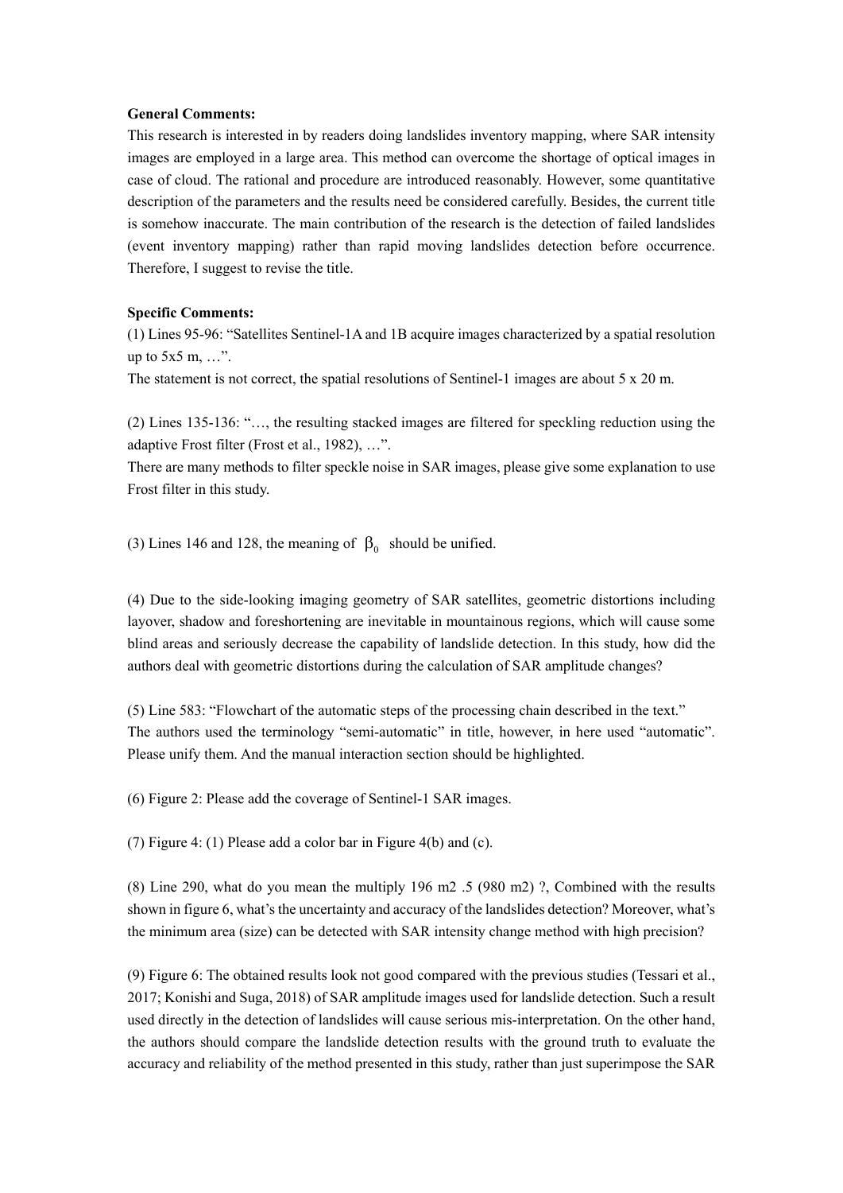**General Comments:**

This research is interested in by readers doing landslides inventory mapping, where SAR intensity images are employed in a large area. This method can overcome the shortage of optical images in case of cloud. The rational and procedure are introduced reasonably. However, some quantitative description of the parameters and the results need be considered carefully. Besides, the current title is somehow inaccurate. The main contribution of the research is the detection of failed landslides (event inventory mapping) rather than rapid moving landslides detection before occurrence. Therefore, I suggest to revise the title.

**Specific Comments:**

(1) Lines 95-96: "Satellites Sentinel-1A and 1B acquire images characterized by a spatial resolution up to 5x5 m, …".

The statement is not correct, the spatial resolutions of Sentinel-1 images are about 5 x 20 m.

(2) Lines 135-136: "…, the resulting stacked images are filtered for speckling reduction using the adaptive Frost filter (Frost et al., 1982), …".

There are many methods to filter speckle noise in SAR images, please give some explanation to use Frost filter in this study.

(3) Lines 146 and 128, the meaning of $\beta_0$ should be unified.

(4) Due to the side-looking imaging geometry of SAR satellites, geometric distortions including layover, shadow and foreshortening are inevitable in mountainous regions, which will cause some blind areas and seriously decrease the capability of landslide detection. In this study, how did the authors deal with geometric distortions during the calculation of SAR amplitude changes?

(5) Line 583: "Flowchart of the automatic steps of the processing chain described in the text."

The authors used the terminology "semi-automatic" in title, however, in here used "automatic". Please unify them. And the manual interaction section should be highlighted.

(6) Figure 2: Please add the coverage of Sentinel-1 SAR images.

(7) Figure 4: (1) Please add a color bar in Figure 4(b) and (c).

(8) Line 290, what do you mean the multiply 196 m2 .5 (980 m2) ?, Combined with the results shown in figure 6, what's the uncertainty and accuracy of the landslides detection? Moreover, what's the minimum area (size) can be detected with SAR intensity change method with high precision?

(9) Figure 6: The obtained results look not good compared with the previous studies (Tessari et al., 2017; Konishi and Suga, 2018) of SAR amplitude images used for landslide detection. Such a result used directly in the detection of landslides will cause serious mis-interpretation. On the other hand, the authors should compare the landslide detection results with the ground truth to evaluate the accuracy and reliability of the method presented in this study, rather than just superimpose the SAR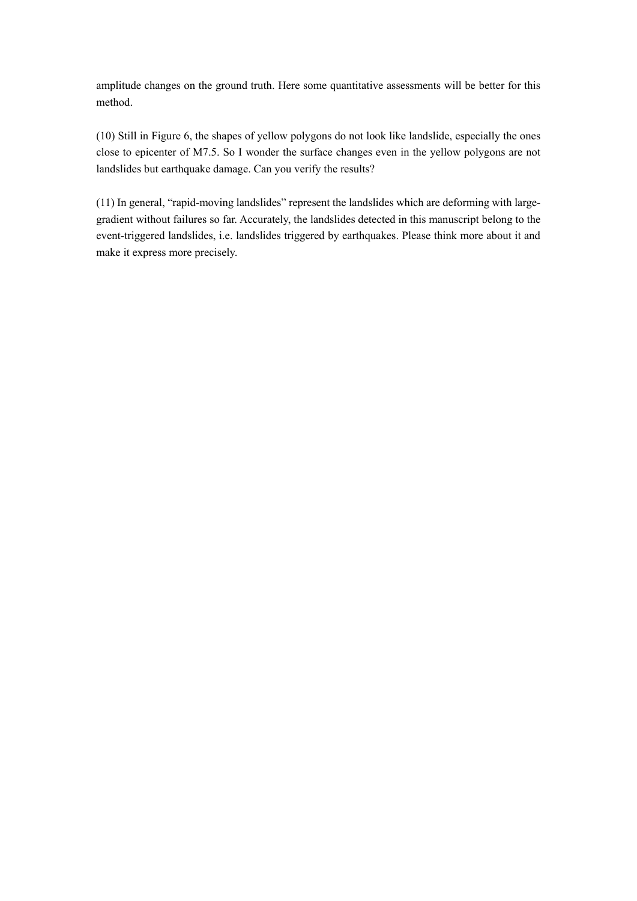amplitude changes on the ground truth. Here some quantitative assessments will be better for this method.

(10) Still in Figure 6, the shapes of yellow polygons do not look like landslide, especially the ones close to epicenter of M7.5. So I wonder the surface changes even in the yellow polygons are not landslides but earthquake damage. Can you verify the results?

(11) In general, "rapid-moving landslides" represent the landslides which are deforming with large-gradient without failures so far. Accurately, the landslides detected in this manuscript belong to the event-triggered landslides, i.e. landslides triggered by earthquakes. Please think more about it and make it express more precisely.